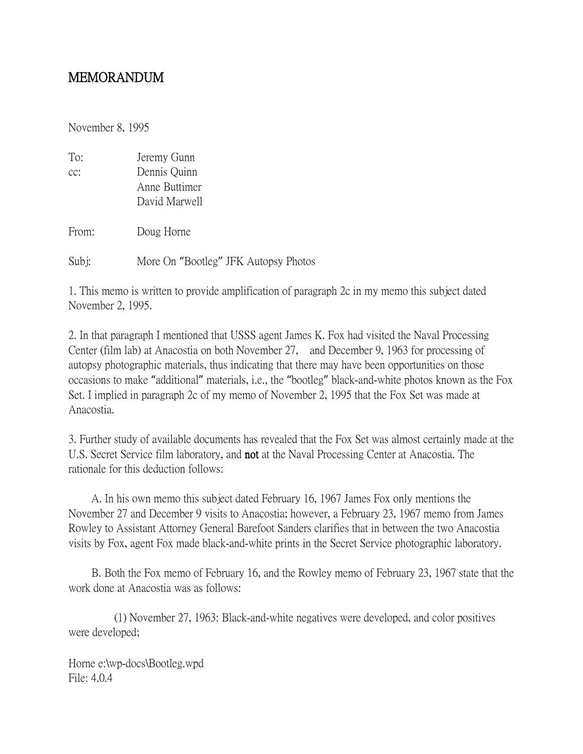# MEMORANDUM

November 8, 1995

To: Jeremy Gunn
cc: Dennis Quinn
Anne Buttimer
David Marwell

From: Doug Horne

Subj: More On "Bootleg" JFK Autopsy Photos

1. This memo is written to provide amplification of paragraph 2c in my memo this subject dated November 2, 1995.

2. In that paragraph I mentioned that USSS agent James K. Fox had visited the Naval Processing Center (film lab) at Anacostia on both November 27, and December 9, 1963 for processing of autopsy photographic materials, thus indicating that there may have been opportunities on those occasions to make "additional" materials, i.e., the "bootleg" black-and-white photos known as the Fox Set. I implied in paragraph 2c of my memo of November 2, 1995 that the Fox Set was made at Anacostia.

3. Further study of available documents has revealed that the Fox Set was almost certainly made at the U.S. Secret Service film laboratory, and **not** at the Naval Processing Center at Anacostia. The rationale for this deduction follows:

A. In his own memo this subject dated February 16, 1967 James Fox only mentions the November 27 and December 9 visits to Anacostia; however, a February 23, 1967 memo from James Rowley to Assistant Attorney General Barefoot Sanders clarifies that in between the two Anacostia visits by Fox, agent Fox made black-and-white prints in the Secret Service photographic laboratory.

B. Both the Fox memo of February 16, and the Rowley memo of February 23, 1967 state that the work done at Anacostia was as follows:

(1) November 27, 1963: Black-and-white negatives were developed, and color positives were developed;

Horne e:\wp-docs\Bootleg.wpd
File: 4.0.4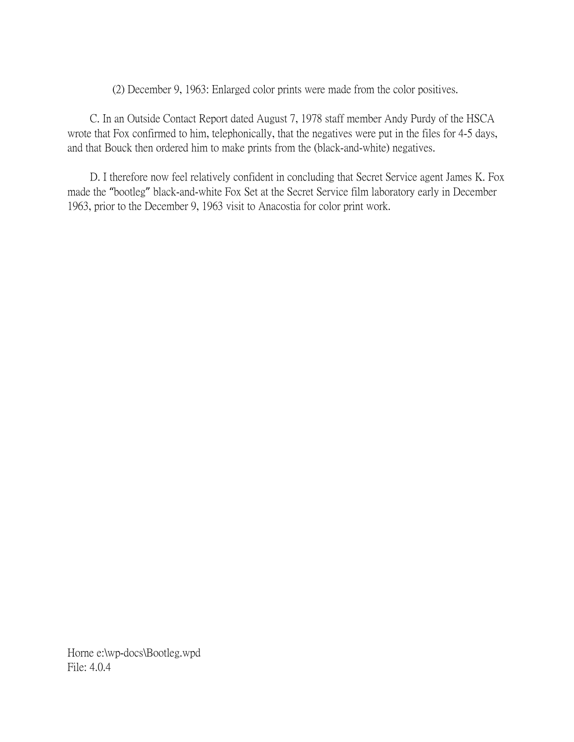(2) December 9, 1963: Enlarged color prints were made from the color positives.

C. In an Outside Contact Report dated August 7, 1978 staff member Andy Purdy of the HSCA wrote that Fox confirmed to him, telephonically, that the negatives were put in the files for 4-5 days, and that Bouck then ordered him to make prints from the (black-and-white) negatives.

D. I therefore now feel relatively confident in concluding that Secret Service agent James K. Fox made the "bootleg" black-and-white Fox Set at the Secret Service film laboratory early in December 1963, prior to the December 9, 1963 visit to Anacostia for color print work.

Horne e:\wp-docs\Bootleg.wpd
File: 4.0.4